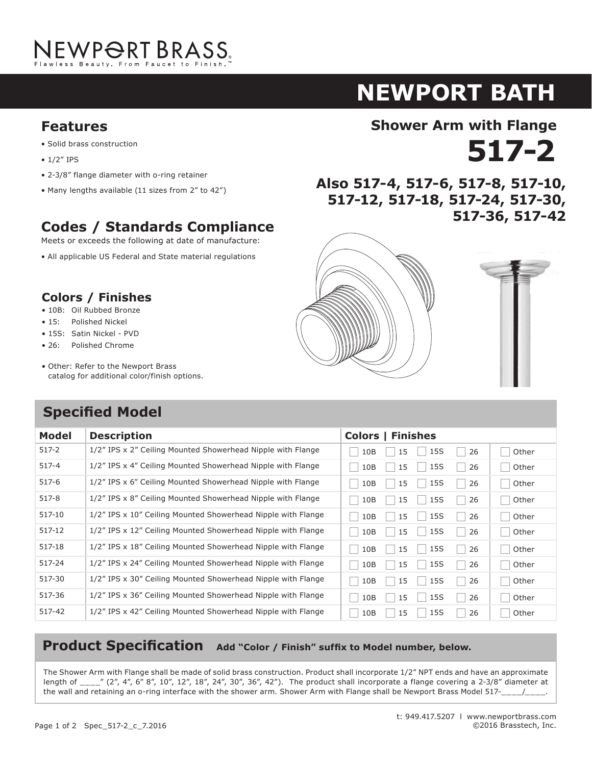NEWPORT BRASS
Flawless Beauty. From Faucet to Finish.™

# NEWPORT BATH

## Shower Arm with Flange

# 517-2

### Also 517-4, 517-6, 517-8, 517-10, 517-12, 517-18, 517-24, 517-30, 517-36, 517-42

## Features

- Solid brass construction
- 1/2" IPS
- 2-3/8" flange diameter with o-ring retainer
- Many lengths available (11 sizes from 2" to 42")

## Codes / Standards Compliance

Meets or exceeds the following at date of manufacture:

- All applicable US Federal and State material regulations

### Colors / Finishes

- 10B: Oil Rubbed Bronze
- 15: Polished Nickel
- 15S: Satin Nickel - PVD
- 26: Polished Chrome
- Other: Refer to the Newport Brass catalog for additional color/finish options.

## Specified Model

| Model | Description | Colors \| Finishes |
|---|---|---|
| 517-2 | 1/2" IPS x 2" Ceiling Mounted Showerhead Nipple with Flange | ☐ 10B ☐ 15 ☐ 15S ☐ 26 ☐ Other |
| 517-4 | 1/2" IPS x 4" Ceiling Mounted Showerhead Nipple with Flange | ☐ 10B ☐ 15 ☐ 15S ☐ 26 ☐ Other |
| 517-6 | 1/2" IPS x 6" Ceiling Mounted Showerhead Nipple with Flange | ☐ 10B ☐ 15 ☐ 15S ☐ 26 ☐ Other |
| 517-8 | 1/2" IPS x 8" Ceiling Mounted Showerhead Nipple with Flange | ☐ 10B ☐ 15 ☐ 15S ☐ 26 ☐ Other |
| 517-10 | 1/2" IPS x 10" Ceiling Mounted Showerhead Nipple with Flange | ☐ 10B ☐ 15 ☐ 15S ☐ 26 ☐ Other |
| 517-12 | 1/2" IPS x 12" Ceiling Mounted Showerhead Nipple with Flange | ☐ 10B ☐ 15 ☐ 15S ☐ 26 ☐ Other |
| 517-18 | 1/2" IPS x 18" Ceiling Mounted Showerhead Nipple with Flange | ☐ 10B ☐ 15 ☐ 15S ☐ 26 ☐ Other |
| 517-24 | 1/2" IPS x 24" Ceiling Mounted Showerhead Nipple with Flange | ☐ 10B ☐ 15 ☐ 15S ☐ 26 ☐ Other |
| 517-30 | 1/2" IPS x 30" Ceiling Mounted Showerhead Nipple with Flange | ☐ 10B ☐ 15 ☐ 15S ☐ 26 ☐ Other |
| 517-36 | 1/2" IPS x 36" Ceiling Mounted Showerhead Nipple with Flange | ☐ 10B ☐ 15 ☐ 15S ☐ 26 ☐ Other |
| 517-42 | 1/2" IPS x 42" Ceiling Mounted Showerhead Nipple with Flange | ☐ 10B ☐ 15 ☐ 15S ☐ 26 ☐ Other |

## Product Specification **Add "Color / Finish" suffix to Model number, below.**

The Shower Arm with Flange shall be made of solid brass construction. Product shall incorporate 1/2" NPT ends and have an approximate length of ____" (2", 4", 6" 8", 10", 12", 18", 24", 30", 36", 42"). The product shall incorporate a flange covering a 2-3/8" diameter at the wall and retaining an o-ring interface with the shower arm. Shower Arm with Flange shall be Newport Brass Model 517-____/____.

Spec_517-2_c_7.2016

t: 949.417.5207 l www.newportbrass.com
©2016 Brasstech, Inc.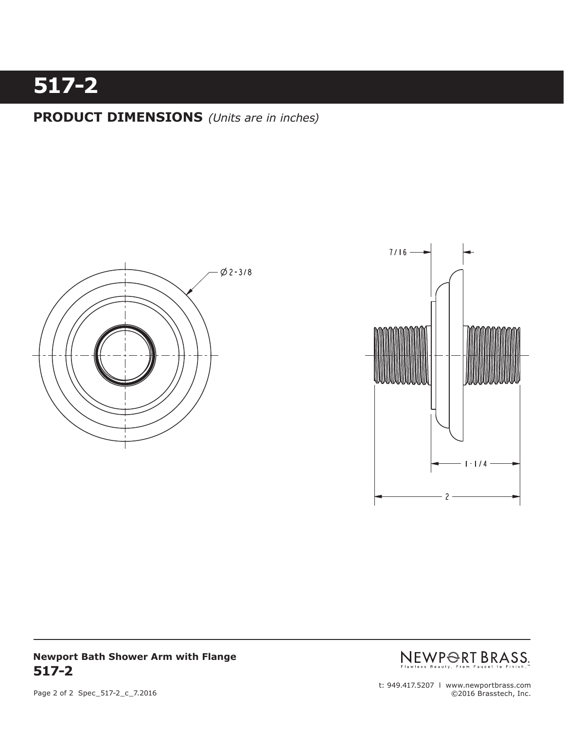# 517-2

## PRODUCT DIMENSIONS *(Units are in inches)*

Ø2-3/8

7/16

1-1/4

2

**Newport Bath Shower Arm with Flange**
**517-2**

NEWPORT BRASS.
Flawless Beauty. From Faucet to Finish.™

Spec_517-2_c_7.2016

t: 949.417.5207 l www.newportbrass.com
©2016 Brasstech, Inc.